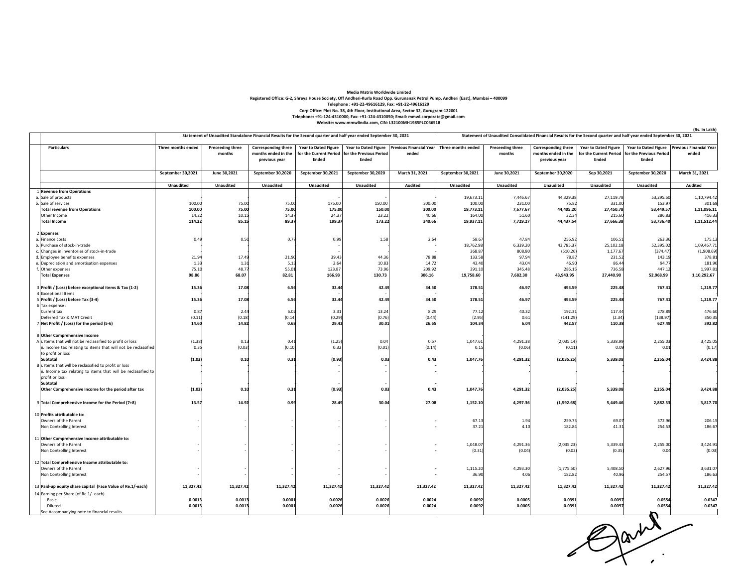**Media Matrix Worldwide Limited**
**Registered Office: G-2, Shreya House Society, Off Andheri-Kurla Road Opp. Gurunanak Petrol Pump, Andheri (East), Mumbai – 400099**
**Telephone : +91-22-49616129, Fax: +91-22-49616129**
**Corp Office: Plot No. 38, 4th Floor, Institutional Area, Sector 32, Gurugram-122001**
**Telephone: +91-124-4310000, Fax: +91-124-4310050; Email: mmwl.corporate@gmail.com**
**Website: www.mmwlindia.com, CIN: L32100MH1985PLC036518**

(Rs. In Lakh)

| | | Statement of Unaudited Standalone Financial Results for the Second quarter and half year ended September 30, 2021 | | | | | | Statement of Unaudited Consolidated Financial Results for the Second quarter and half year ended September 30, 2021 | | | | | |
|---|---|---|---|---|---|---|---|---|---|---|---|---|---|
| | **Particulars** | **Three months ended** | **Preceeding three months** | **Corresponding three months ended in the previous year** | **Year to Dated Figure for the Current Period Ended** | **Year to Dated Figure for the Previous Period Ended** | **Previous Financial Year ended** | **Three months ended** | **Preceeding three months** | **Corresponding three months ended in the previous year** | **Year to Dated Figure for the Current Period Ended** | **Year to Dated Figure for the Previous Period Ended** | **Previous Financial Year ended** |
| | | **September 30,2021** | **June 30,2021** | **September 30,2020** | **September 30,2021** | **September 30,2020** | **March 31, 2021** | **September 30,2021** | **June 30,2021** | **September 30,2020** | **Sep 30,2021** | **September 30,2020** | **March 31, 2021** |
| | | **Unaudited** | **Unaudited** | **Unaudited** | **Unaudited** | **Unaudited** | **Audited** | **Unaudited** | **Unaudited** | **Unaudited** | **Unaudited** | **Unaudited** | **Audited** |
| 1 | **Revenue from Operations** | | | | | | | | | | | | |
| a. | Sale of products | | | | - | - | | 19,673.11 | 7,446.67 | 44,329.38 | 27,119.78 | 53,295.60 | 1,10,794.42 |
| b. | Sale of services | 100.00 | 75.00 | 75.00 | 175.00 | 150.00 | 300.00 | 100.00 | 231.00 | 75.82 | 331.00 | 153.97 | 301.69 |
| | **Total revenue from Operations** | **100.00** | **75.00** | **75.00** | **175.00** | **150.00** | **300.00** | **19,773.11** | **7,677.67** | **44,405.20** | **27,450.78** | **53,449.57** | **1,11,096.11** |
| | Other Income | 14.22 | 10.15 | 14.37 | 24.37 | 23.22 | 40.66 | 164.00 | 51.60 | 32.34 | 215.60 | 286.83 | 416.33 |
| | **Total Income** | **114.22** | **85.15** | **89.37** | **199.37** | **173.22** | **340.66** | **19,937.11** | **7,729.27** | **44,437.54** | **27,666.38** | **53,736.40** | **1,11,512.44** |
| 2 | **Expenses** | | | | | | | | | | | | |
| a. | Finance costs | 0.49 | 0.50 | 0.77 | 0.99 | 1.58 | 2.64 | 58.67 | 47.84 | 256.92 | 106.51 | 263.36 | 175.13 |
| b. | Purchase of stock-in-trade | | | | - | | | 18,762.98 | 6,339.20 | 43,785.37 | 25,102.18 | 52,395.02 | 1,09,467.71 |
| c. | Changes in inventories of stock-in-trade | | | | - | | | 368.87 | 808.80 | (510.26) | 1,177.67 | (374.47) | (1,908.69) |
| d. | Employee benefits expenses | 21.94 | 17.49 | 21.90 | 39.43 | 44.36 | 78.88 | 133.58 | 97.94 | 78.87 | 231.52 | 143.19 | 378.81 |
| e. | Depreciation and amortisation expenses | 1.33 | 1.31 | 5.13 | 2.64 | 10.83 | 14.72 | 43.40 | 43.04 | 46.90 | 86.44 | 94.77 | 181.90 |
| f. | Other expenses | 75.10 | 48.77 | 55.01 | 123.87 | 73.96 | 209.92 | 391.10 | 345.48 | 286.15 | 736.58 | 447.12 | 1,997.81 |
| | **Total Expenses** | **98.86** | **68.07** | **82.81** | **166.93** | **130.73** | **306.16** | **19,758.60** | **7,682.30** | **43,943.95** | **27,440.90** | **52,968.99** | **1,10,292.67** |
| 3 | **Profit / (Loss) before exceptional items & Tax (1-2)** | **15.36** | **17.08** | **6.56** | **32.44** | **42.49** | **34.50** | **178.51** | **46.97** | **493.59** | **225.48** | **767.41** | **1,219.77** |
| 4 | Exceptional Items | | | | - | - | | | | | | | |
| 5 | **Profit / (Loss) before Tax (3-4)** | **15.36** | **17.08** | **6.56** | **32.44** | **42.49** | **34.50** | **178.51** | **46.97** | **493.59** | **225.48** | **767.41** | **1,219.77** |
| 6 | Tax expense : | | | | | | | | | | | | |
| | Current tax | 0.87 | 2.44 | 6.02 | 3.31 | 13.24 | 8.29 | 77.12 | 40.32 | 192.31 | 117.44 | 278.89 | 476.60 |
| | Deferred Tax & MAT Credit | (0.11) | (0.18) | (0.14) | (0.29) | (0.76) | (0.44) | (2.95) | 0.61 | (141.29) | (2.34) | (138.97) | 350.35 |
| 7 | **Net Profit / (Loss) for the period (5-6)** | **14.60** | **14.82** | **0.68** | **29.42** | **30.01** | **26.65** | **104.34** | **6.04** | **442.57** | **110.38** | **627.49** | **392.82** |
| 8 | **Other Comprehensive Income** | | | | | | | | | | | | |
| A | i. Items that will not be reclassified to profit or loss | (1.38) | 0.13 | 0.41 | (1.25) | 0.04 | 0.57 | 1,047.61 | 4,291.38 | (2,035.14) | 5,338.99 | 2,255.03 | 3,425.05 |
| | ii. Income tax relating to items that will not be reclassified to profit or loss | 0.35 | (0.03) | (0.10) | 0.32 | (0.01) | (0.14) | 0.15 | (0.06) | (0.11) | 0.09 | 0.01 | (0.17) |
| | **Subtotal** | **(1.03)** | **0.10** | **0.31** | **(0.93)** | **0.03** | **0.43** | **1,047.76** | **4,291.32** | **(2,035.25)** | **5,339.08** | **2,255.04** | **3,424.88** |
| B | i. Items that will be reclassified to profit or loss | | | | - | - | | | | | | | |
| | ii. Income tax relating to items that will be reclassified to profit or loss | | | | - | - | | | | | | | |
| | **Subtotal** | | | | - | - | | | | | | | |
| | **Other Comprehensive Income for the period after tax** | **(1.03)** | **0.10** | **0.31** | **(0.93)** | **0.03** | **0.43** | **1,047.76** | **4,291.32** | **(2,035.25)** | **5,339.08** | **2,255.04** | **3,424.88** |
| 9 | **Total Comprehensive Income for the Period (7+8)** | **13.57** | **14.92** | **0.99** | **28.49** | **30.04** | **27.08** | **1,152.10** | **4,297.36** | **(1,592.68)** | **5,449.46** | **2,882.53** | **3,817.70** |
| 10 | **Profits attributable to:** | | | | | | | | | | | | |
| | Owners of the Parent | - | - | - | - | - | | 67.13 | 1.94 | 259.73 | 69.07 | 372.96 | 206.15 |
| | Non Controlling Interest | - | - | - | - | - | | 37.21 | 4.10 | 182.84 | 41.31 | 254.53 | 186.67 |
| 11 | **Other Comprehensive Income attributable to:** | | | | | | | | | | | | |
| | Owners of the Parent | - | - | - | - | - | | 1,048.07 | 4,291.36 | (2,035.23) | 5,339.43 | 2,255.00 | 3,424.91 |
| | Non Controlling Interest | - | - | - | - | - | | (0.31) | (0.04) | (0.02) | (0.35) | 0.04 | (0.03) |
| 12 | **Total Comprehensive Income attributable to:** | | | | | | | | | | | | |
| | Owners of the Parent | - | - | - | - | - | | 1,115.20 | 4,293.30 | (1,775.50) | 5,408.50 | 2,627.96 | 3,631.07 |
| | Non Controlling Interest | - | - | - | - | - | | 36.90 | 4.06 | 182.82 | 40.96 | 254.57 | 186.63 |
| 13 | **Paid-up equity share capital (Face Value of Re.1/-each)** | **11,327.42** | **11,327.42** | **11,327.42** | **11,327.42** | **11,327.42** | **11,327.42** | **11,327.42** | **11,327.42** | **11,327.42** | **11,327.42** | **11,327.42** | **11,327.42** |
| 14 | Earning per Share (of Re 1/- each) | | | | | | | | | | | | |
| | Basic | **0.0013** | **0.0013** | **0.0001** | **0.0026** | **0.0026** | **0.0024** | **0.0092** | **0.0005** | **0.0391** | **0.0097** | **0.0554** | **0.0347** |
| | Diluted | **0.0013** | **0.0013** | **0.0001** | **0.0026** | **0.0026** | **0.0024** | **0.0092** | **0.0005** | **0.0391** | **0.0097** | **0.0554** | **0.0347** |
| | See Accompanying note to financial results | | | | | | | | | | | | |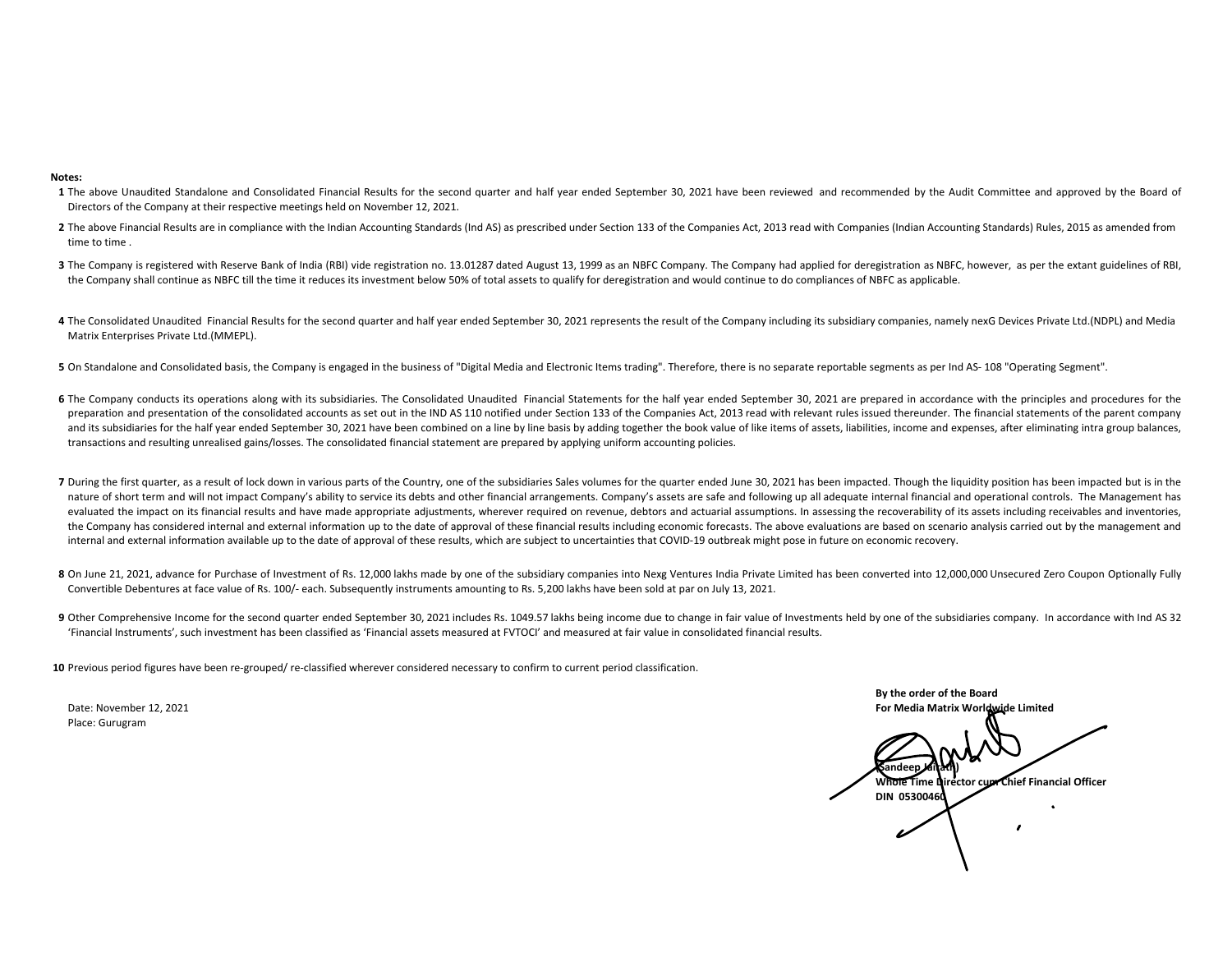**Notes:**

1. The above Unaudited Standalone and Consolidated Financial Results for the second quarter and half year ended September 30, 2021 have been reviewed and recommended by the Audit Committee and approved by the Board of Directors of the Company at their respective meetings held on November 12, 2021.
2. The above Financial Results are in compliance with the Indian Accounting Standards (Ind AS) as prescribed under Section 133 of the Companies Act, 2013 read with Companies (Indian Accounting Standards) Rules, 2015 as amended from time to time .
3. The Company is registered with Reserve Bank of India (RBI) vide registration no. 13.01287 dated August 13, 1999 as an NBFC Company. The Company had applied for deregistration as NBFC, however, as per the extant guidelines of RBI, the Company shall continue as NBFC till the time it reduces its investment below 50% of total assets to qualify for deregistration and would continue to do compliances of NBFC as applicable.
4. The Consolidated Unaudited Financial Results for the second quarter and half year ended September 30, 2021 represents the result of the Company including its subsidiary companies, namely nexG Devices Private Ltd.(NDPL) and Media Matrix Enterprises Private Ltd.(MMEPL).
5. On Standalone and Consolidated basis, the Company is engaged in the business of "Digital Media and Electronic Items trading". Therefore, there is no separate reportable segments as per Ind AS- 108 "Operating Segment".
6. The Company conducts its operations along with its subsidiaries. The Consolidated Unaudited Financial Statements for the half year ended September 30, 2021 are prepared in accordance with the principles and procedures for the preparation and presentation of the consolidated accounts as set out in the IND AS 110 notified under Section 133 of the Companies Act, 2013 read with relevant rules issued thereunder. The financial statements of the parent company and its subsidiaries for the half year ended September 30, 2021 have been combined on a line by line basis by adding together the book value of like items of assets, liabilities, income and expenses, after eliminating intra group balances, transactions and resulting unrealised gains/losses. The consolidated financial statement are prepared by applying uniform accounting policies.
7. During the first quarter, as a result of lock down in various parts of the Country, one of the subsidiaries Sales volumes for the quarter ended June 30, 2021 has been impacted. Though the liquidity position has been impacted but is in the nature of short term and will not impact Company's ability to service its debts and other financial arrangements. Company's assets are safe and following up all adequate internal financial and operational controls. The Management has evaluated the impact on its financial results and have made appropriate adjustments, wherever required on revenue, debtors and actuarial assumptions. In assessing the recoverability of its assets including receivables and inventories, the Company has considered internal and external information up to the date of approval of these financial results including economic forecasts. The above evaluations are based on scenario analysis carried out by the management and internal and external information available up to the date of approval of these results, which are subject to uncertainties that COVID-19 outbreak might pose in future on economic recovery.
8. On June 21, 2021, advance for Purchase of Investment of Rs. 12,000 lakhs made by one of the subsidiary companies into Nexg Ventures India Private Limited has been converted into 12,000,000 Unsecured Zero Coupon Optionally Fully Convertible Debentures at face value of Rs. 100/- each. Subsequently instruments amounting to Rs. 5,200 lakhs have been sold at par on July 13, 2021.
9. Other Comprehensive Income for the second quarter ended September 30, 2021 includes Rs. 1049.57 lakhs being income due to change in fair value of Investments held by one of the subsidiaries company. In accordance with Ind AS 32 'Financial Instruments', such investment has been classified as 'Financial assets measured at FVTOCI' and measured at fair value in consolidated financial results.
10. Previous period figures have been re-grouped/ re-classified wherever considered necessary to confirm to current period classification.

Date: November 12, 2021
Place: Gurugram

**By the order of the Board**
**For Media Matrix Worldwide Limited**

**(Sandeep Jairath)**
**Whole Time Director cum Chief Financial Officer**
**DIN 05300460**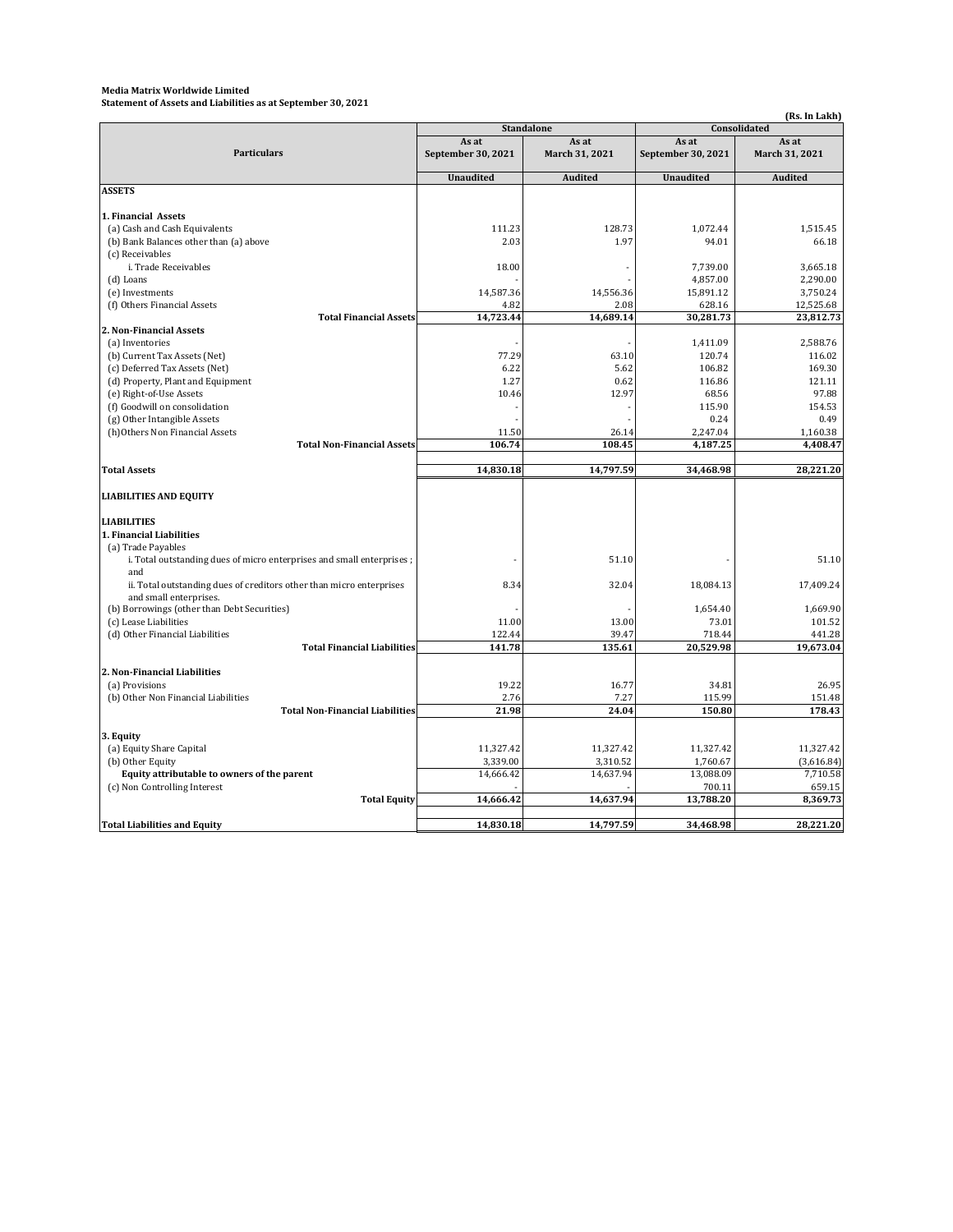**Media Matrix Worldwide Limited**
**Statement of Assets and Liabilities as at September 30, 2021**

(Rs. In Lakh)

| Particulars | Standalone | | Consolidated | |
|---|---|---|---|---|
| | As at September 30, 2021 | As at March 31, 2021 | As at September 30, 2021 | As at March 31, 2021 |
| | **Unaudited** | **Audited** | **Unaudited** | **Audited** |
| **ASSETS** | | | | |
| **1. Financial Assets** | | | | |
| (a) Cash and Cash Equivalents | 111.23 | 128.73 | 1,072.44 | 1,515.45 |
| (b) Bank Balances other than (a) above | 2.03 | 1.97 | 94.01 | 66.18 |
| (c) Receivables | | | | |
| i. Trade Receivables | 18.00 | - | 7,739.00 | 3,665.18 |
| (d) Loans | - | - | 4,857.00 | 2,290.00 |
| (e) Investments | 14,587.36 | 14,556.36 | 15,891.12 | 3,750.24 |
| (f) Others Financial Assets | 4.82 | 2.08 | 628.16 | 12,525.68 |
| **Total Financial Assets** | **14,723.44** | **14,689.14** | **30,281.73** | **23,812.73** |
| **2. Non-Financial Assets** | | | | |
| (a) Inventories | - | - | 1,411.09 | 2,588.76 |
| (b) Current Tax Assets (Net) | 77.29 | 63.10 | 120.74 | 116.02 |
| (c) Deferred Tax Assets (Net) | 6.22 | 5.62 | 106.82 | 169.30 |
| (d) Property, Plant and Equipment | 1.27 | 0.62 | 116.86 | 121.11 |
| (e) Right-of-Use Assets | 10.46 | 12.97 | 68.56 | 97.88 |
| (f) Goodwill on consolidation | - | - | 115.90 | 154.53 |
| (g) Other Intangible Assets | - | - | 0.24 | 0.49 |
| (h) Others Non Financial Assets | 11.50 | 26.14 | 2,247.04 | 1,160.38 |
| **Total Non-Financial Assets** | **106.74** | **108.45** | **4,187.25** | **4,408.47** |
| **Total Assets** | **14,830.18** | **14,797.59** | **34,468.98** | **28,221.20** |
| **LIABILITIES AND EQUITY** | | | | |
| **LIABILITIES** | | | | |
| **1. Financial Liabilities** | | | | |
| (a) Trade Payables | | | | |
| i. Total outstanding dues of micro enterprises and small enterprises ; and | - | 51.10 | - | 51.10 |
| ii. Total outstanding dues of creditors other than micro enterprises and small enterprises. | 8.34 | 32.04 | 18,084.13 | 17,409.24 |
| (b) Borrowings (other than Debt Securities) | - | - | 1,654.40 | 1,669.90 |
| (c) Lease Liabilities | 11.00 | 13.00 | 73.01 | 101.52 |
| (d) Other Financial Liabilities | 122.44 | 39.47 | 718.44 | 441.28 |
| **Total Financial Liabilities** | **141.78** | **135.61** | **20,529.98** | **19,673.04** |
| **2. Non-Financial Liabilities** | | | | |
| (a) Provisions | 19.22 | 16.77 | 34.81 | 26.95 |
| (b) Other Non Financial Liabilities | 2.76 | 7.27 | 115.99 | 151.48 |
| **Total Non-Financial Liabilities** | **21.98** | **24.04** | **150.80** | **178.43** |
| **3. Equity** | | | | |
| (a) Equity Share Capital | 11,327.42 | 11,327.42 | 11,327.42 | 11,327.42 |
| (b) Other Equity | 3,339.00 | 3,310.52 | 1,760.67 | (3,616.84) |
| **Equity attributable to owners of the parent** | 14,666.42 | 14,637.94 | 13,088.09 | 7,710.58 |
| (c) Non Controlling Interest | - | - | 700.11 | 659.15 |
| **Total Equity** | **14,666.42** | **14,637.94** | **13,788.20** | **8,369.73** |
| **Total Liabilities and Equity** | **14,830.18** | **14,797.59** | **34,468.98** | **28,221.20** |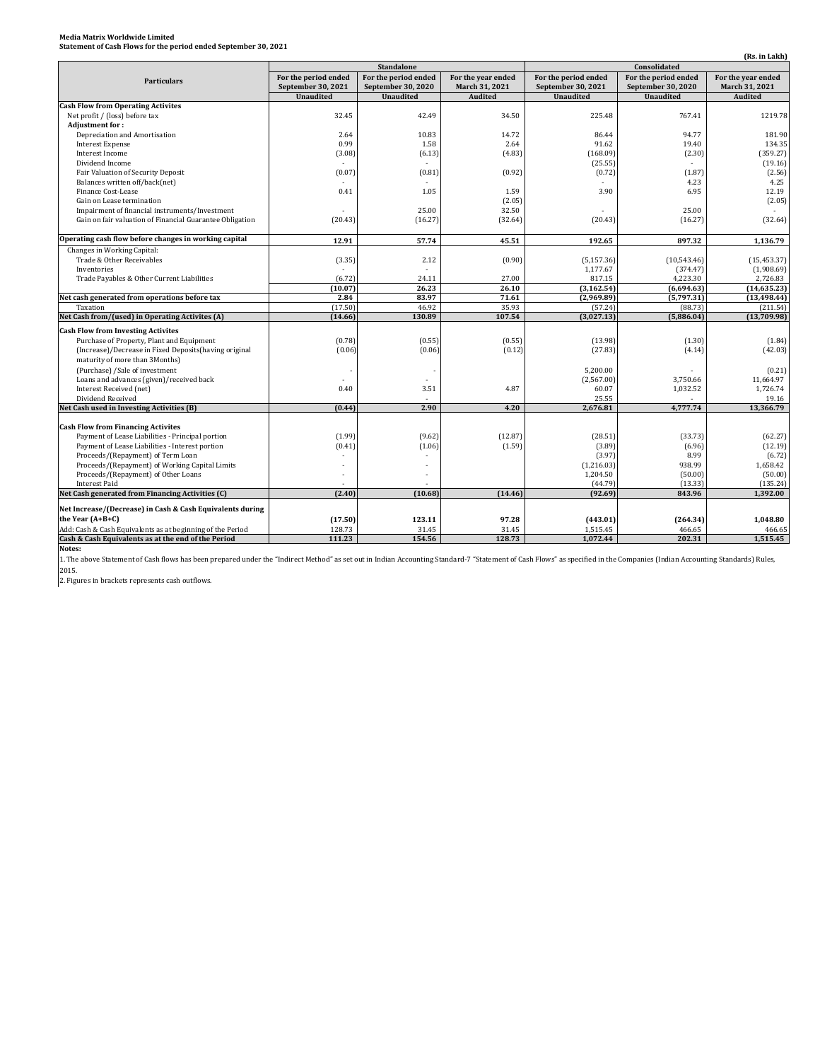**Media Matrix Worldwide Limited**
**Statement of Cash Flows for the period ended September 30, 2021**

(Rs. in Lakh)

| Particulars | Standalone | | | Consolidated | | |
|---|---|---|---|---|---|---|
| | For the period ended September 30, 2021 | For the period ended September 30, 2020 | For the year ended March 31, 2021 | For the period ended September 30, 2021 | For the period ended September 30, 2020 | For the year ended March 31, 2021 |
| | Unaudited | Unaudited | Audited | Unaudited | Unaudited | Audited |
| **Cash Flow from Operating Activites** | | | | | | |
| Net profit / (loss) before tax | 32.45 | 42.49 | 34.50 | 225.48 | 767.41 | 1219.78 |
| **Adjustment for :** | | | | | | |
| Depreciation and Amortisation | 2.64 | 10.83 | 14.72 | 86.44 | 94.77 | 181.90 |
| Interest Expense | 0.99 | 1.58 | 2.64 | 91.62 | 19.40 | 134.35 |
| Interest Income | (3.08) | (6.13) | (4.83) | (168.09) | (2.30) | (359.27) |
| Dividend Income | - | - | | (25.55) | - | (19.16) |
| Fair Valuation of Security Deposit | (0.07) | (0.81) | (0.92) | (0.72) | (1.87) | (2.56) |
| Balances written off/back(net) | - | - | | - | 4.23 | 4.25 |
| Finance Cost-Lease | 0.41 | 1.05 | 1.59 | 3.90 | 6.95 | 12.19 |
| Gain on Lease termination | | | (2.05) | | | (2.05) |
| Impairment of financial instruments/Investment | - | 25.00 | 32.50 | - | 25.00 | - |
| Gain on fair valuation of Financial Guarantee Obligation | (20.43) | (16.27) | (32.64) | (20.43) | (16.27) | (32.64) |
| **Operating cash flow before changes in working capital** | **12.91** | **57.74** | **45.51** | **192.65** | **897.32** | **1,136.79** |
| Changes in Working Capital: | | | | | | |
| Trade & Other Receivables | (3.35) | 2.12 | (0.90) | (5,157.36) | (10,543.46) | (15,453.37) |
| Inventories | - | - | | 1,177.67 | (374.47) | (1,908.69) |
| Trade Payables & Other Current Liabilities | (6.72) | 24.11 | 27.00 | 817.15 | 4,223.30 | 2,726.83 |
| | **(10.07)** | **26.23** | **26.10** | **(3,162.54)** | **(6,694.63)** | **(14,635.23)** |
| **Net cash generated from operations before tax** | **2.84** | **83.97** | **71.61** | **(2,969.89)** | **(5,797.31)** | **(13,498.44)** |
| Taxation | (17.50) | 46.92 | 35.93 | (57.24) | (88.73) | (211.54) |
| **Net Cash from/(used) in Operating Activites (A)** | **(14.66)** | **130.89** | **107.54** | **(3,027.13)** | **(5,886.04)** | **(13,709.98)** |
| **Cash Flow from Investing Activites** | | | | | | |
| Purchase of Property, Plant and Equipment | (0.78) | (0.55) | (0.55) | (13.98) | (1.30) | (1.84) |
| (Increase)/Decrease in Fixed Deposits(having original maturity of more than 3Months) | (0.06) | (0.06) | (0.12) | (27.83) | (4.14) | (42.03) |
| (Purchase) /Sale of investment | - | - | | 5,200.00 | - | (0.21) |
| Loans and advances (given)/received back | - | - | | (2,567.00) | 3,750.66 | 11,664.97 |
| Interest Received (net) | 0.40 | 3.51 | 4.87 | 60.07 | 1,032.52 | 1,726.74 |
| Dividend Received | | - | | 25.55 | - | 19.16 |
| **Net Cash used in Investing Activities (B)** | **(0.44)** | **2.90** | **4.20** | **2,676.81** | **4,777.74** | **13,366.79** |
| **Cash Flow from Financing Activites** | | | | | | |
| Payment of Lease Liabilities - Principal portion | (1.99) | (9.62) | (12.87) | (28.51) | (33.73) | (62.27) |
| Payment of Lease Liabilities - Interest portion | (0.41) | (1.06) | (1.59) | (3.89) | (6.96) | (12.19) |
| Proceeds/(Repayment) of Term Loan | - | - | | (3.97) | 8.99 | (6.72) |
| Proceeds/(Repayment) of Working Capital Limits | - | - | | (1,216.03) | 938.99 | 1,658.42 |
| Proceeds/(Repayment) of Other Loans | - | - | | 1,204.50 | (50.00) | (50.00) |
| Interest Paid | - | - | | (44.79) | (13.33) | (135.24) |
| **Net Cash generated from Financing Activities (C)** | **(2.40)** | **(10.68)** | **(14.46)** | **(92.69)** | **843.96** | **1,392.00** |
| **Net Increase/(Decrease) in Cash & Cash Equivalents during the Year (A+B+C)** | **(17.50)** | **123.11** | **97.28** | **(443.01)** | **(264.34)** | **1,048.80** |
| Add: Cash & Cash Equivalents as at beginning of the Period | 128.73 | 31.45 | 31.45 | 1,515.45 | 466.65 | 466.65 |
| **Cash & Cash Equivalents as at the end of the Period** | **111.23** | **154.56** | **128.73** | **1,072.44** | **202.31** | **1,515.45** |

**Notes:**

1. The above Statement of Cash flows has been prepared under the "Indirect Method" as set out in Indian Accounting Standard-7 "Statement of Cash Flows" as specified in the Companies (Indian Accounting Standards) Rules, 2015.

2. Figures in brackets represents cash outflows.